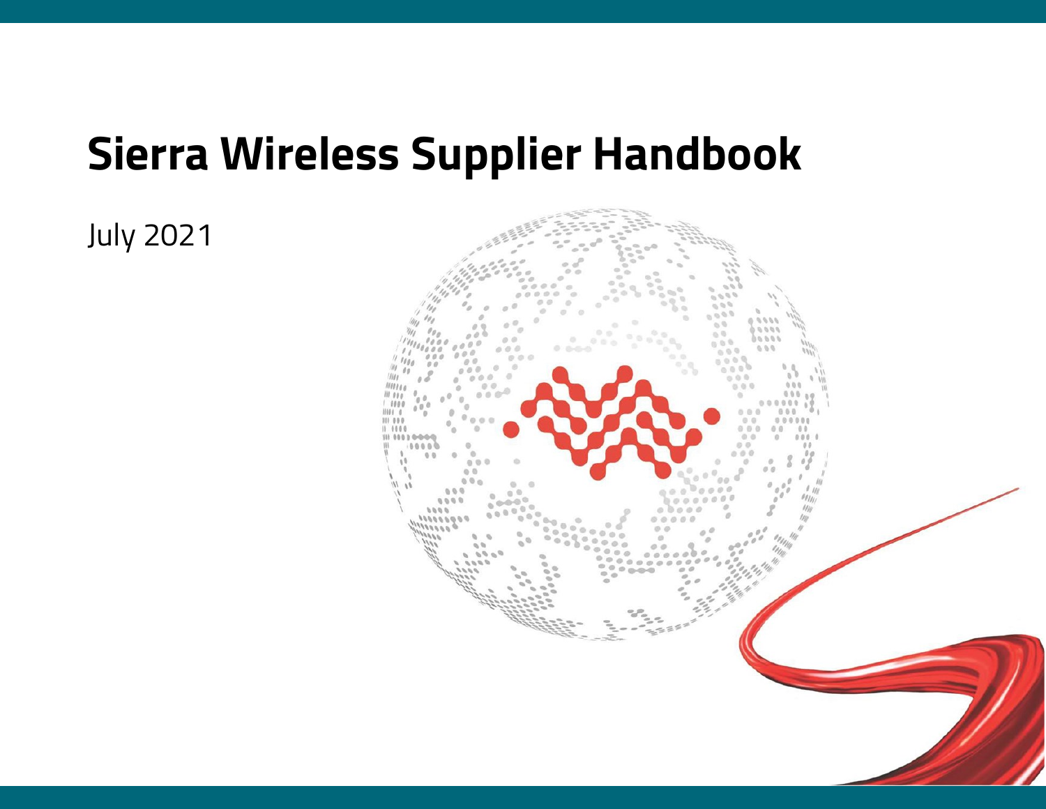# Sierra Wireless Supplier Handbook

July 2021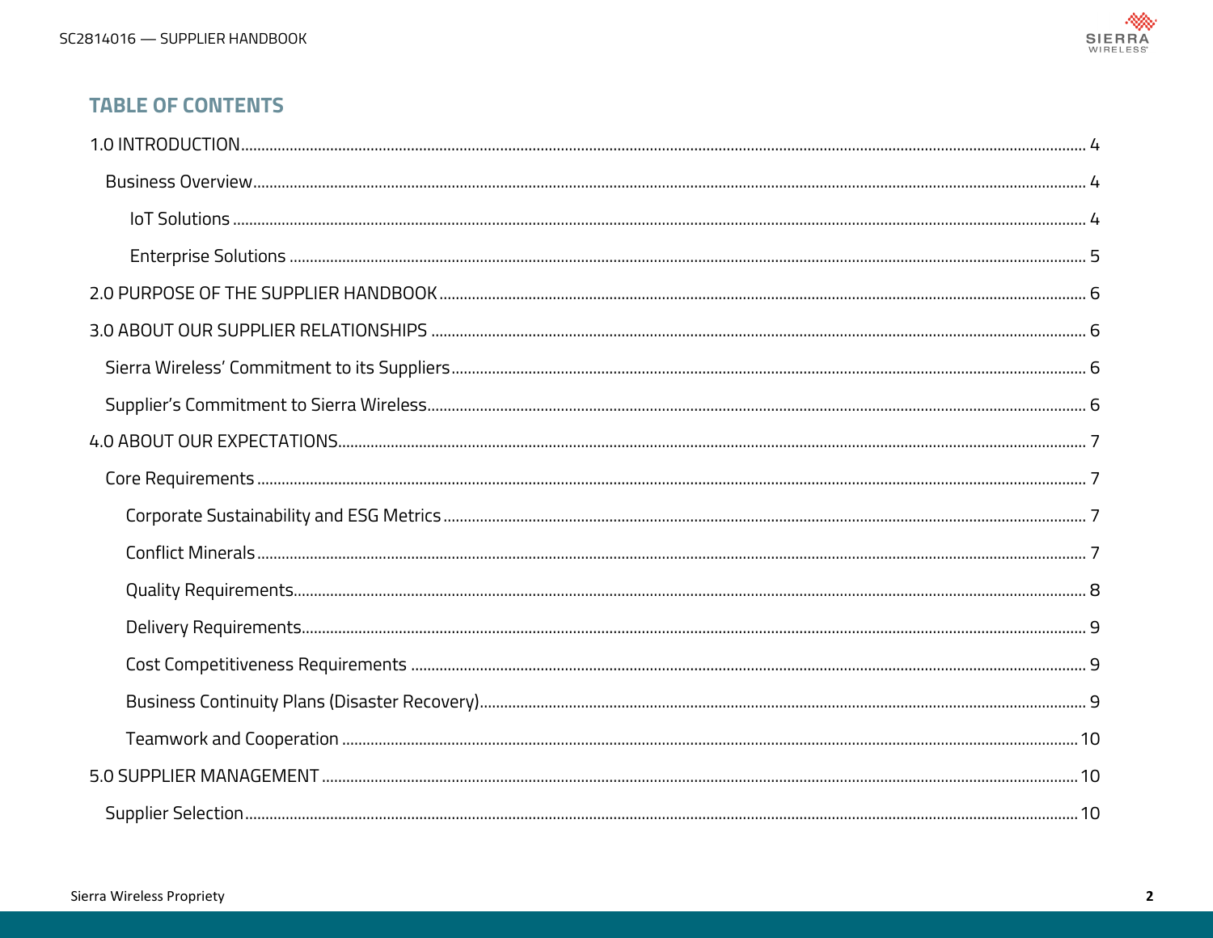## TABLE OF CONTENTS

1.0 INTRODUCTION .......... 4

- Business Overview .......... 4
  - IoT Solutions .......... 4
  - Enterprise Solutions .......... 5

2.0 PURPOSE OF THE SUPPLIER HANDBOOK .......... 6

3.0 ABOUT OUR SUPPLIER RELATIONSHIPS .......... 6

- Sierra Wireless' Commitment to its Suppliers .......... 6
- Supplier's Commitment to Sierra Wireless .......... 6

4.0 ABOUT OUR EXPECTATIONS .......... 7

- Core Requirements .......... 7
  - Corporate Sustainability and ESG Metrics .......... 7
  - Conflict Minerals .......... 7
  - Quality Requirements .......... 8
  - Delivery Requirements .......... 9
  - Cost Competitiveness Requirements .......... 9
  - Business Continuity Plans (Disaster Recovery) .......... 9
  - Teamwork and Cooperation .......... 10

5.0 SUPPLIER MANAGEMENT .......... 10

- Supplier Selection .......... 10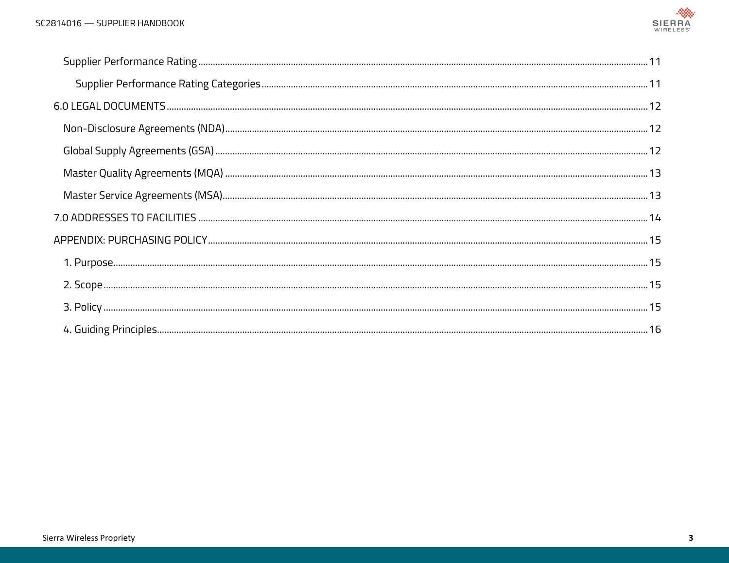Supplier Performance Rating ........................................................................................................ 11

Supplier Performance Rating Categories ........................................................................................ 11

6.0 LEGAL DOCUMENTS ........................................................................................................ 12

Non-Disclosure Agreements (NDA) ........................................................................................ 12

Global Supply Agreements (GSA) ........................................................................................ 12

Master Quality Agreements (MQA) ........................................................................................ 13

Master Service Agreements (MSA) ........................................................................................ 13

7.0 ADDRESSES TO FACILITIES ........................................................................................................ 14

APPENDIX: PURCHASING POLICY ........................................................................................................ 15

1. Purpose ........................................................................................................ 15

2. Scope ........................................................................................................ 15

3. Policy ........................................................................................................ 15

4. Guiding Principles ........................................................................................................ 16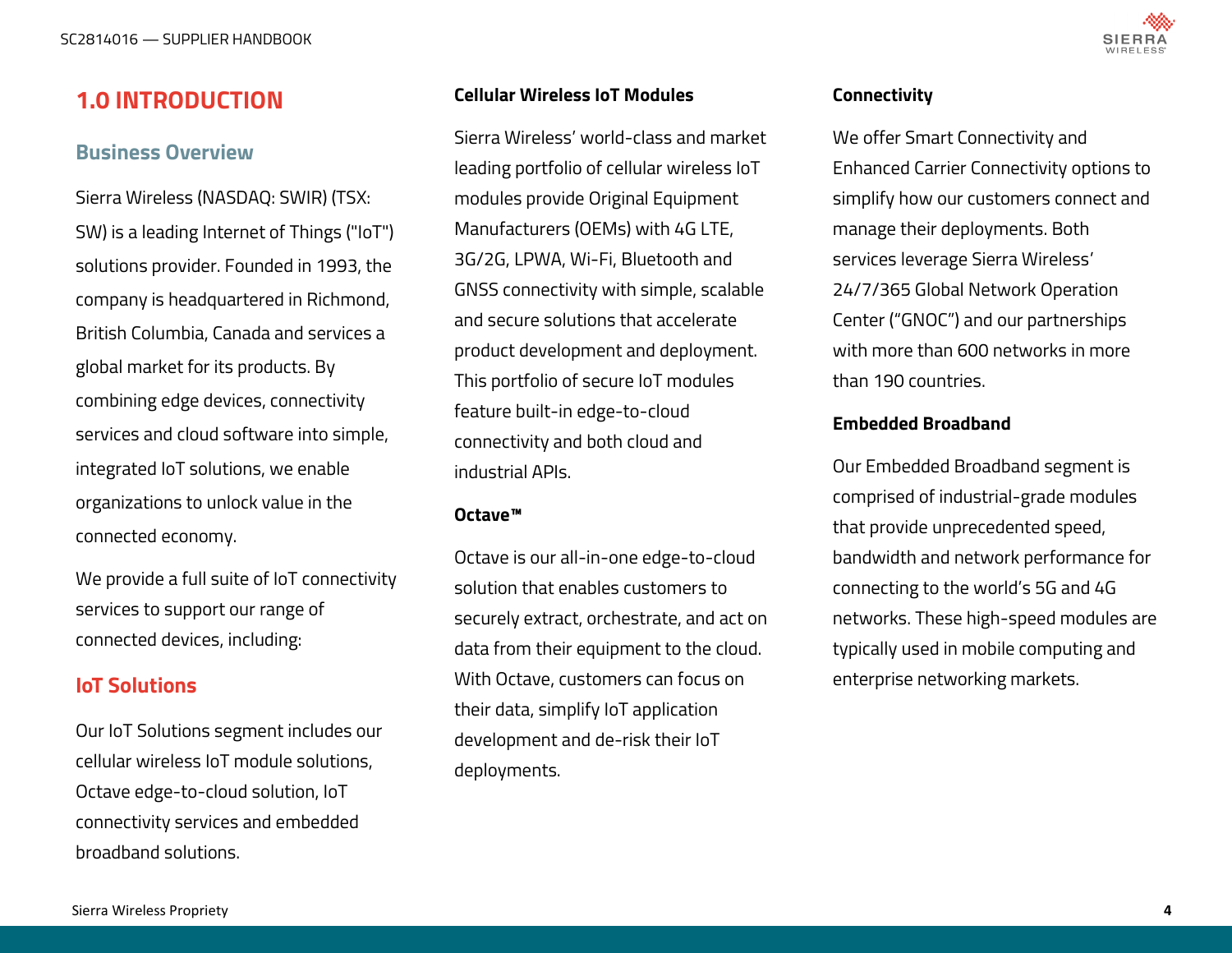# 1.0 INTRODUCTION

## Business Overview

Sierra Wireless (NASDAQ: SWIR) (TSX: SW) is a leading Internet of Things ("IoT") solutions provider. Founded in 1993, the company is headquartered in Richmond, British Columbia, Canada and services a global market for its products. By combining edge devices, connectivity services and cloud software into simple, integrated IoT solutions, we enable organizations to unlock value in the connected economy.

We provide a full suite of IoT connectivity services to support our range of connected devices, including:

## IoT Solutions

Our IoT Solutions segment includes our cellular wireless IoT module solutions, Octave edge-to-cloud solution, IoT connectivity services and embedded broadband solutions.

### Cellular Wireless IoT Modules

Sierra Wireless' world-class and market leading portfolio of cellular wireless IoT modules provide Original Equipment Manufacturers (OEMs) with 4G LTE, 3G/2G, LPWA, Wi-Fi, Bluetooth and GNSS connectivity with simple, scalable and secure solutions that accelerate product development and deployment. This portfolio of secure IoT modules feature built-in edge-to-cloud connectivity and both cloud and industrial APIs.

### Octave™

Octave is our all-in-one edge-to-cloud solution that enables customers to securely extract, orchestrate, and act on data from their equipment to the cloud. With Octave, customers can focus on their data, simplify IoT application development and de-risk their IoT deployments.

### Connectivity

We offer Smart Connectivity and Enhanced Carrier Connectivity options to simplify how our customers connect and manage their deployments. Both services leverage Sierra Wireless' 24/7/365 Global Network Operation Center ("GNOC") and our partnerships with more than 600 networks in more than 190 countries.

### Embedded Broadband

Our Embedded Broadband segment is comprised of industrial-grade modules that provide unprecedented speed, bandwidth and network performance for connecting to the world's 5G and 4G networks. These high-speed modules are typically used in mobile computing and enterprise networking markets.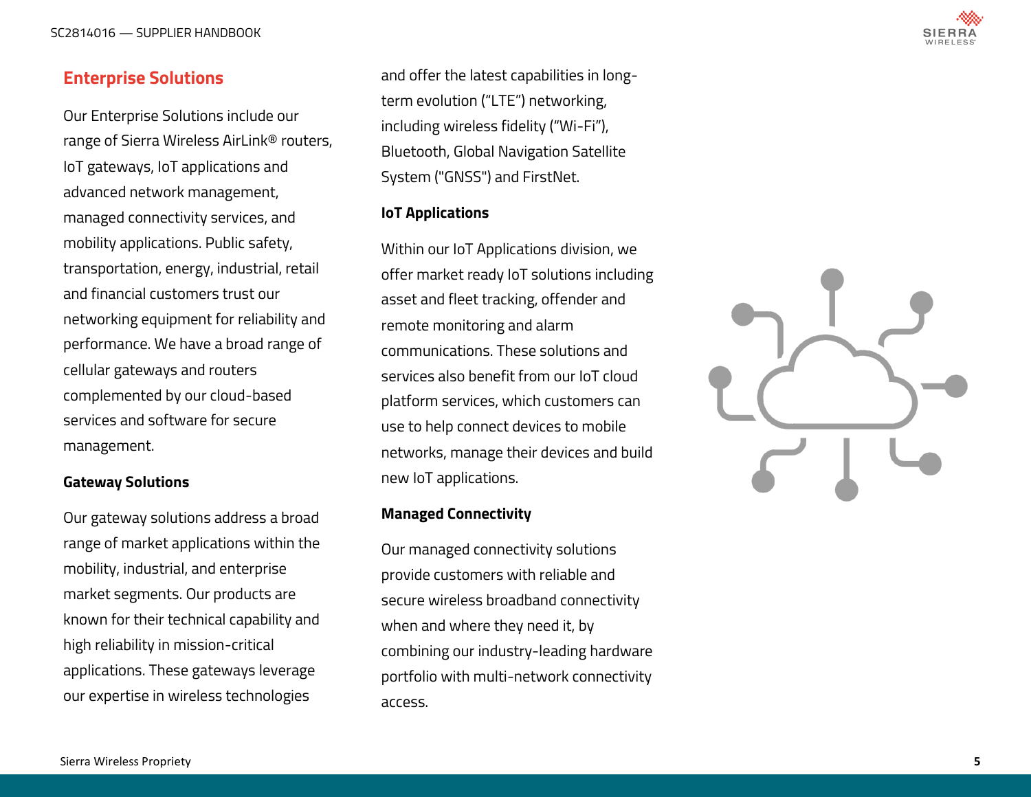## Enterprise Solutions

Our Enterprise Solutions include our range of Sierra Wireless AirLink® routers, IoT gateways, IoT applications and advanced network management, managed connectivity services, and mobility applications. Public safety, transportation, energy, industrial, retail and financial customers trust our networking equipment for reliability and performance. We have a broad range of cellular gateways and routers complemented by our cloud-based services and software for secure management.

### Gateway Solutions

Our gateway solutions address a broad range of market applications within the mobility, industrial, and enterprise market segments. Our products are known for their technical capability and high reliability in mission-critical applications. These gateways leverage our expertise in wireless technologies and offer the latest capabilities in long-term evolution ("LTE") networking, including wireless fidelity ("Wi-Fi"), Bluetooth, Global Navigation Satellite System ("GNSS") and FirstNet.

### IoT Applications

Within our IoT Applications division, we offer market ready IoT solutions including asset and fleet tracking, offender and remote monitoring and alarm communications. These solutions and services also benefit from our IoT cloud platform services, which customers can use to help connect devices to mobile networks, manage their devices and build new IoT applications.

### Managed Connectivity

Our managed connectivity solutions provide customers with reliable and secure wireless broadband connectivity when and where they need it, by combining our industry-leading hardware portfolio with multi-network connectivity access.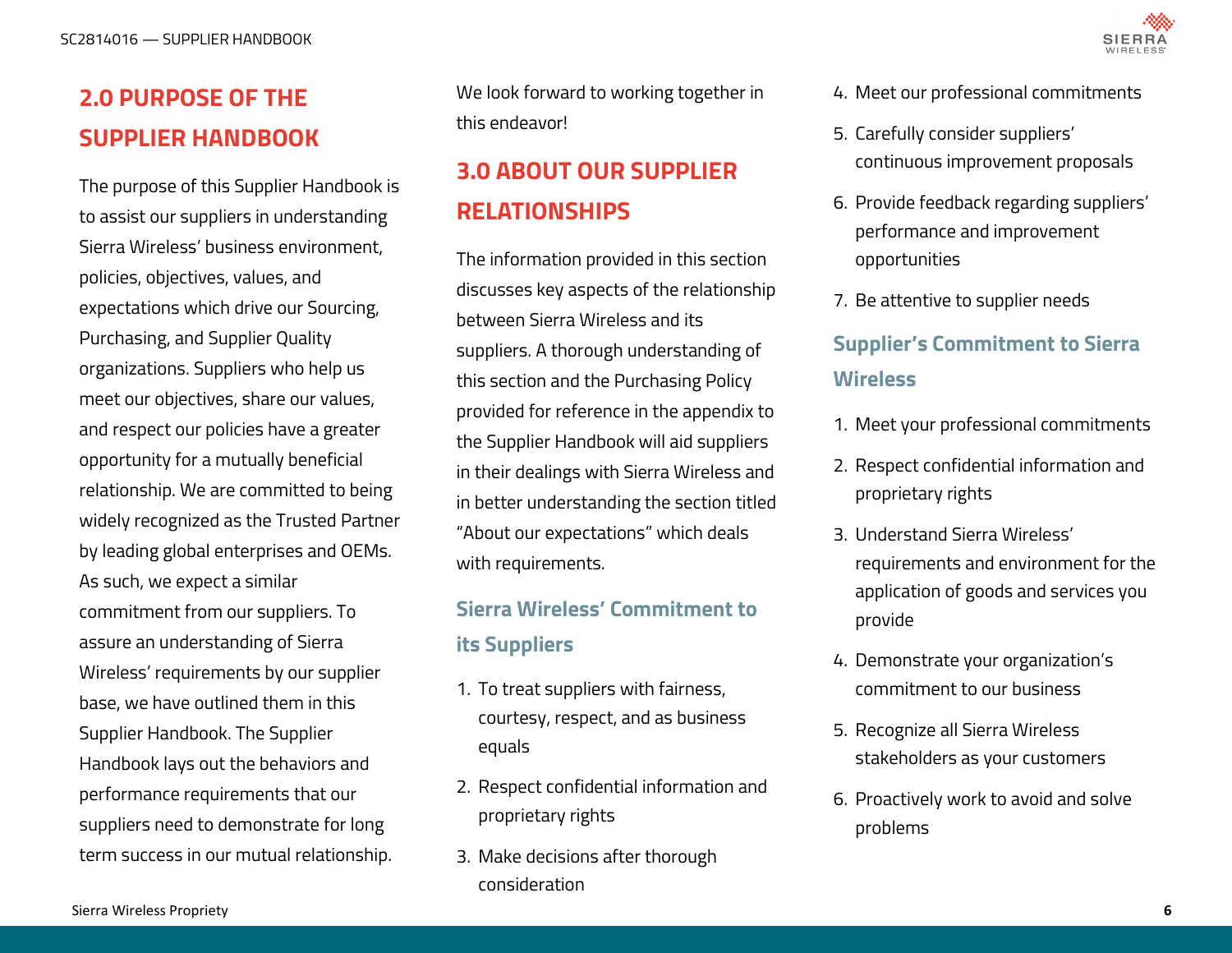## 2.0 PURPOSE OF THE SUPPLIER HANDBOOK

The purpose of this Supplier Handbook is to assist our suppliers in understanding Sierra Wireless' business environment, policies, objectives, values, and expectations which drive our Sourcing, Purchasing, and Supplier Quality organizations. Suppliers who help us meet our objectives, share our values, and respect our policies have a greater opportunity for a mutually beneficial relationship. We are committed to being widely recognized as the Trusted Partner by leading global enterprises and OEMs. As such, we expect a similar commitment from our suppliers. To assure an understanding of Sierra Wireless' requirements by our supplier base, we have outlined them in this Supplier Handbook. The Supplier Handbook lays out the behaviors and performance requirements that our suppliers need to demonstrate for long term success in our mutual relationship. We look forward to working together in this endeavor!

## 3.0 ABOUT OUR SUPPLIER RELATIONSHIPS

The information provided in this section discusses key aspects of the relationship between Sierra Wireless and its suppliers. A thorough understanding of this section and the Purchasing Policy provided for reference in the appendix to the Supplier Handbook will aid suppliers in their dealings with Sierra Wireless and in better understanding the section titled "About our expectations" which deals with requirements.

### Sierra Wireless' Commitment to its Suppliers

1. To treat suppliers with fairness, courtesy, respect, and as business equals
2. Respect confidential information and proprietary rights
3. Make decisions after thorough consideration
4. Meet our professional commitments
5. Carefully consider suppliers' continuous improvement proposals
6. Provide feedback regarding suppliers' performance and improvement opportunities
7. Be attentive to supplier needs

### Supplier's Commitment to Sierra Wireless

1. Meet your professional commitments
2. Respect confidential information and proprietary rights
3. Understand Sierra Wireless' requirements and environment for the application of goods and services you provide
4. Demonstrate your organization's commitment to our business
5. Recognize all Sierra Wireless stakeholders as your customers
6. Proactively work to avoid and solve problems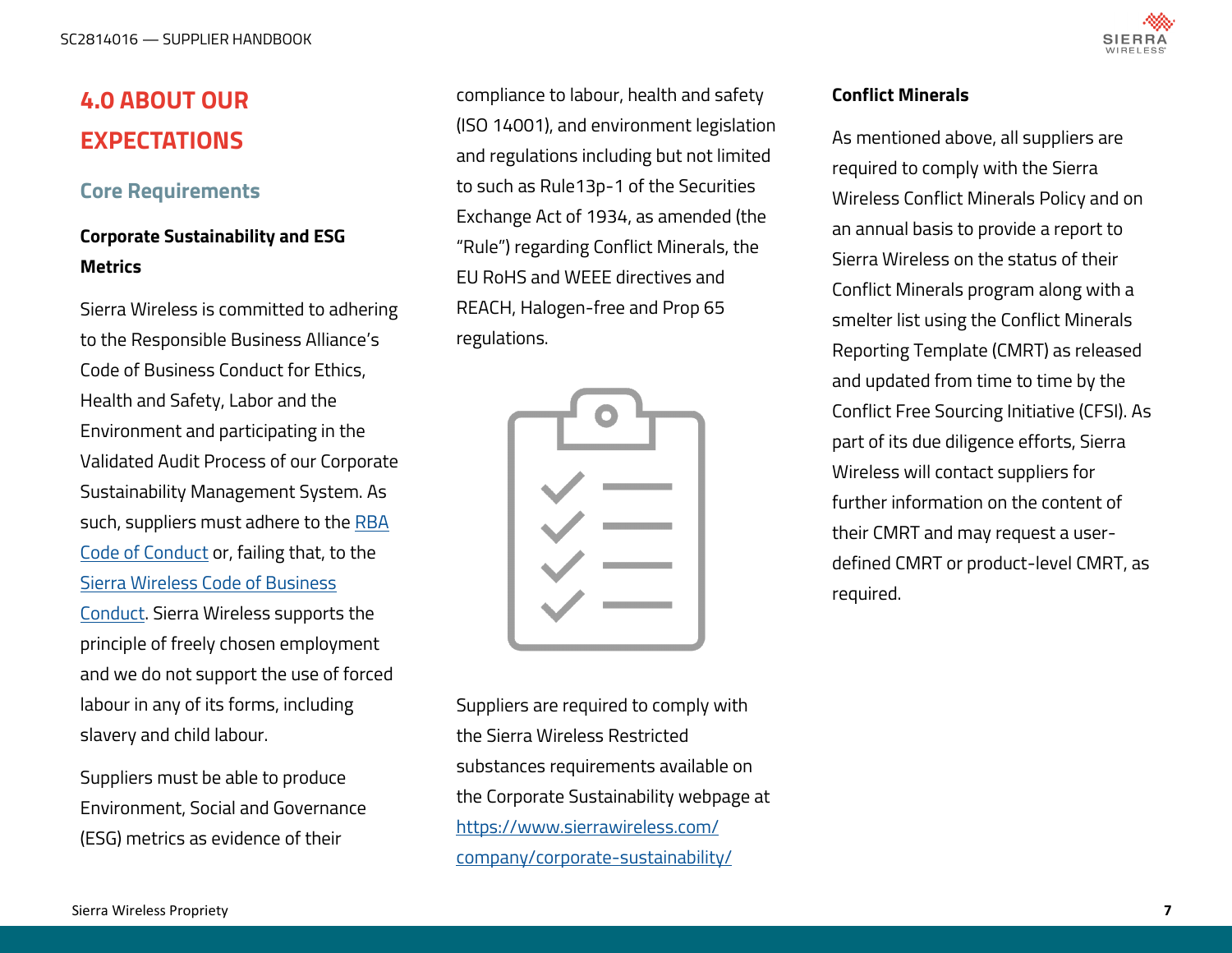# 4.0 ABOUT OUR EXPECTATIONS

## Core Requirements

### Corporate Sustainability and ESG Metrics

Sierra Wireless is committed to adhering to the Responsible Business Alliance's Code of Business Conduct for Ethics, Health and Safety, Labor and the Environment and participating in the Validated Audit Process of our Corporate Sustainability Management System. As such, suppliers must adhere to the [RBA Code of Conduct] or, failing that, to the [Sierra Wireless Code of Business Conduct]. Sierra Wireless supports the principle of freely chosen employment and we do not support the use of forced labour in any of its forms, including slavery and child labour.

Suppliers must be able to produce Environment, Social and Governance (ESG) metrics as evidence of their compliance to labour, health and safety (ISO 14001), and environment legislation and regulations including but not limited to such as Rule13p-1 of the Securities Exchange Act of 1934, as amended (the "Rule") regarding Conflict Minerals, the EU RoHS and WEEE directives and REACH, Halogen-free and Prop 65 regulations.

Suppliers are required to comply with the Sierra Wireless Restricted substances requirements available on the Corporate Sustainability webpage at [https://www.sierrawireless.com/company/corporate-sustainability/](https://www.sierrawireless.com/company/corporate-sustainability/)

### Conflict Minerals

As mentioned above, all suppliers are required to comply with the Sierra Wireless Conflict Minerals Policy and on an annual basis to provide a report to Sierra Wireless on the status of their Conflict Minerals program along with a smelter list using the Conflict Minerals Reporting Template (CMRT) as released and updated from time to time by the Conflict Free Sourcing Initiative (CFSI). As part of its due diligence efforts, Sierra Wireless will contact suppliers for further information on the content of their CMRT and may request a user-defined CMRT or product-level CMRT, as required.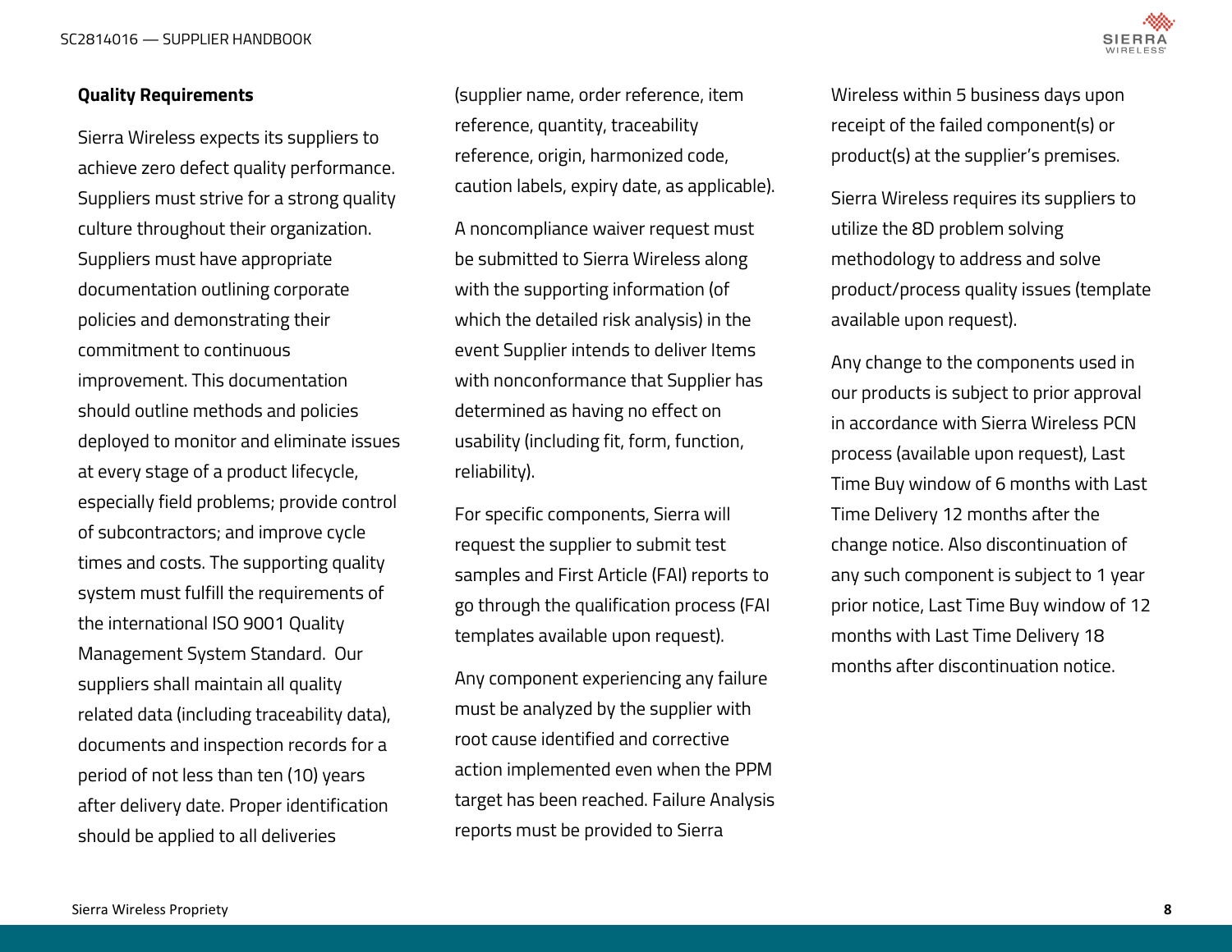**Quality Requirements**

Sierra Wireless expects its suppliers to achieve zero defect quality performance. Suppliers must strive for a strong quality culture throughout their organization. Suppliers must have appropriate documentation outlining corporate policies and demonstrating their commitment to continuous improvement. This documentation should outline methods and policies deployed to monitor and eliminate issues at every stage of a product lifecycle, especially field problems; provide control of subcontractors; and improve cycle times and costs. The supporting quality system must fulfill the requirements of the international ISO 9001 Quality Management System Standard. Our suppliers shall maintain all quality related data (including traceability data), documents and inspection records for a period of not less than ten (10) years after delivery date. Proper identification should be applied to all deliveries (supplier name, order reference, item reference, quantity, traceability reference, origin, harmonized code, caution labels, expiry date, as applicable).

A noncompliance waiver request must be submitted to Sierra Wireless along with the supporting information (of which the detailed risk analysis) in the event Supplier intends to deliver Items with nonconformance that Supplier has determined as having no effect on usability (including fit, form, function, reliability).

For specific components, Sierra will request the supplier to submit test samples and First Article (FAI) reports to go through the qualification process (FAI templates available upon request).

Any component experiencing any failure must be analyzed by the supplier with root cause identified and corrective action implemented even when the PPM target has been reached. Failure Analysis reports must be provided to Sierra Wireless within 5 business days upon receipt of the failed component(s) or product(s) at the supplier's premises.

Sierra Wireless requires its suppliers to utilize the 8D problem solving methodology to address and solve product/process quality issues (template available upon request).

Any change to the components used in our products is subject to prior approval in accordance with Sierra Wireless PCN process (available upon request), Last Time Buy window of 6 months with Last Time Delivery 12 months after the change notice. Also discontinuation of any such component is subject to 1 year prior notice, Last Time Buy window of 12 months with Last Time Delivery 18 months after discontinuation notice.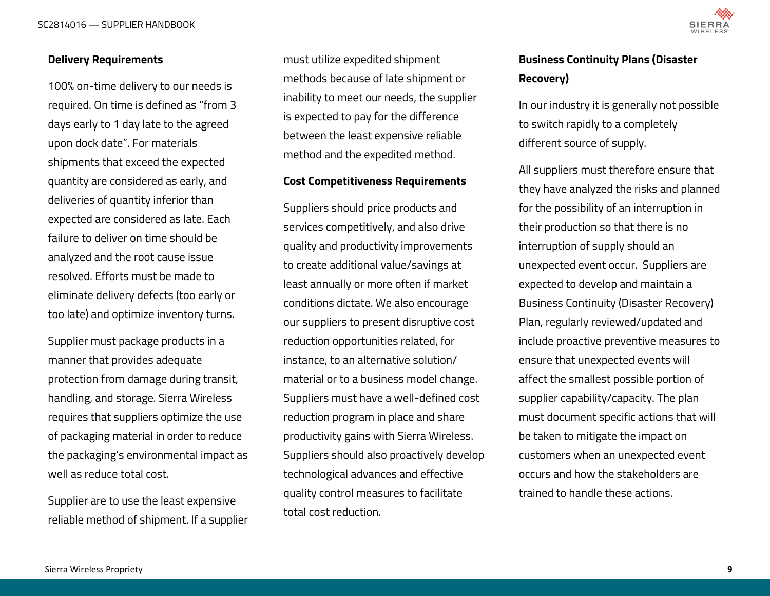**Delivery Requirements**

100% on-time delivery to our needs is required. On time is defined as “from 3 days early to 1 day late to the agreed upon dock date”. For materials shipments that exceed the expected quantity are considered as early, and deliveries of quantity inferior than expected are considered as late. Each failure to deliver on time should be analyzed and the root cause issue resolved. Efforts must be made to eliminate delivery defects (too early or too late) and optimize inventory turns.

Supplier must package products in a manner that provides adequate protection from damage during transit, handling, and storage. Sierra Wireless requires that suppliers optimize the use of packaging material in order to reduce the packaging’s environmental impact as well as reduce total cost.

Supplier are to use the least expensive reliable method of shipment. If a supplier must utilize expedited shipment methods because of late shipment or inability to meet our needs, the supplier is expected to pay for the difference between the least expensive reliable method and the expedited method.

**Cost Competitiveness Requirements**

Suppliers should price products and services competitively, and also drive quality and productivity improvements to create additional value/savings at least annually or more often if market conditions dictate. We also encourage our suppliers to present disruptive cost reduction opportunities related, for instance, to an alternative solution/ material or to a business model change. Suppliers must have a well-defined cost reduction program in place and share productivity gains with Sierra Wireless. Suppliers should also proactively develop technological advances and effective quality control measures to facilitate total cost reduction.

**Business Continuity Plans (Disaster Recovery)**

In our industry it is generally not possible to switch rapidly to a completely different source of supply.

All suppliers must therefore ensure that they have analyzed the risks and planned for the possibility of an interruption in their production so that there is no interruption of supply should an unexpected event occur. Suppliers are expected to develop and maintain a Business Continuity (Disaster Recovery) Plan, regularly reviewed/updated and include proactive preventive measures to ensure that unexpected events will affect the smallest possible portion of supplier capability/capacity. The plan must document specific actions that will be taken to mitigate the impact on customers when an unexpected event occurs and how the stakeholders are trained to handle these actions.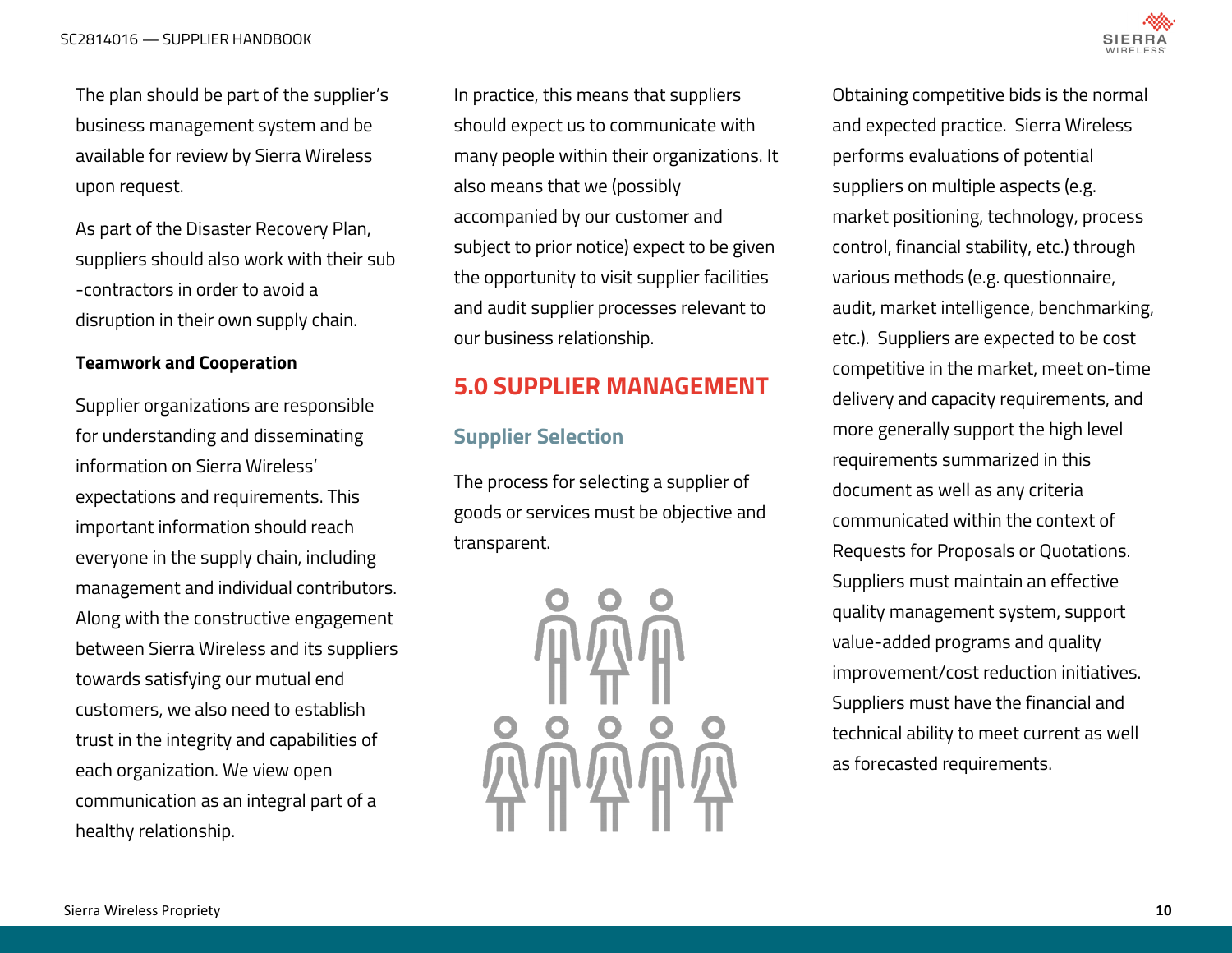The plan should be part of the supplier's business management system and be available for review by Sierra Wireless upon request.

As part of the Disaster Recovery Plan, suppliers should also work with their sub-contractors in order to avoid a disruption in their own supply chain.

**Teamwork and Cooperation**

Supplier organizations are responsible for understanding and disseminating information on Sierra Wireless' expectations and requirements. This important information should reach everyone in the supply chain, including management and individual contributors. Along with the constructive engagement between Sierra Wireless and its suppliers towards satisfying our mutual end customers, we also need to establish trust in the integrity and capabilities of each organization. We view open communication as an integral part of a healthy relationship.

In practice, this means that suppliers should expect us to communicate with many people within their organizations. It also means that we (possibly accompanied by our customer and subject to prior notice) expect to be given the opportunity to visit supplier facilities and audit supplier processes relevant to our business relationship.

# 5.0 SUPPLIER MANAGEMENT

## Supplier Selection

The process for selecting a supplier of goods or services must be objective and transparent.

Obtaining competitive bids is the normal and expected practice. Sierra Wireless performs evaluations of potential suppliers on multiple aspects (e.g. market positioning, technology, process control, financial stability, etc.) through various methods (e.g. questionnaire, audit, market intelligence, benchmarking, etc.). Suppliers are expected to be cost competitive in the market, meet on-time delivery and capacity requirements, and more generally support the high level requirements summarized in this document as well as any criteria communicated within the context of Requests for Proposals or Quotations. Suppliers must maintain an effective quality management system, support value-added programs and quality improvement/cost reduction initiatives. Suppliers must have the financial and technical ability to meet current as well as forecasted requirements.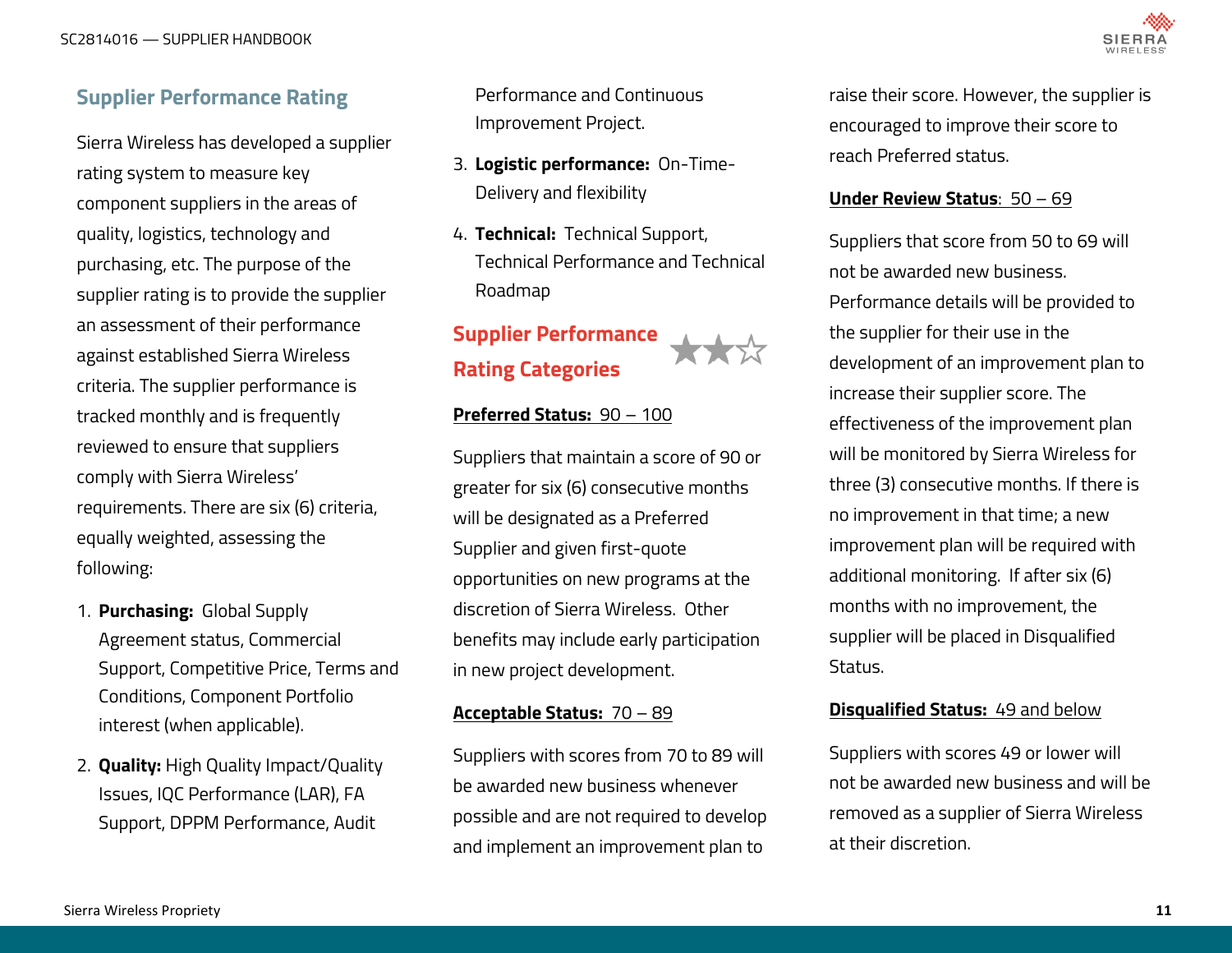## Supplier Performance Rating

Sierra Wireless has developed a supplier rating system to measure key component suppliers in the areas of quality, logistics, technology and purchasing, etc. The purpose of the supplier rating is to provide the supplier an assessment of their performance against established Sierra Wireless criteria. The supplier performance is tracked monthly and is frequently reviewed to ensure that suppliers comply with Sierra Wireless' requirements. There are six (6) criteria, equally weighted, assessing the following:

1. **Purchasing:** Global Supply Agreement status, Commercial Support, Competitive Price, Terms and Conditions, Component Portfolio interest (when applicable).
2. **Quality:** High Quality Impact/Quality Issues, IQC Performance (LAR), FA Support, DPPM Performance, Audit Performance and Continuous Improvement Project.
3. **Logistic performance:** On-Time-Delivery and flexibility
4. **Technical:** Technical Support, Technical Performance and Technical Roadmap

## Supplier Performance Rating Categories

**Preferred Status:** 90 – 100

Suppliers that maintain a score of 90 or greater for six (6) consecutive months will be designated as a Preferred Supplier and given first-quote opportunities on new programs at the discretion of Sierra Wireless. Other benefits may include early participation in new project development.

**Acceptable Status:** 70 – 89

Suppliers with scores from 70 to 89 will be awarded new business whenever possible and are not required to develop and implement an improvement plan to raise their score. However, the supplier is encouraged to improve their score to reach Preferred status.

**Under Review Status:** 50 – 69

Suppliers that score from 50 to 69 will not be awarded new business. Performance details will be provided to the supplier for their use in the development of an improvement plan to increase their supplier score. The effectiveness of the improvement plan will be monitored by Sierra Wireless for three (3) consecutive months. If there is no improvement in that time; a new improvement plan will be required with additional monitoring. If after six (6) months with no improvement, the supplier will be placed in Disqualified Status.

**Disqualified Status:** 49 and below

Suppliers with scores 49 or lower will not be awarded new business and will be removed as a supplier of Sierra Wireless at their discretion.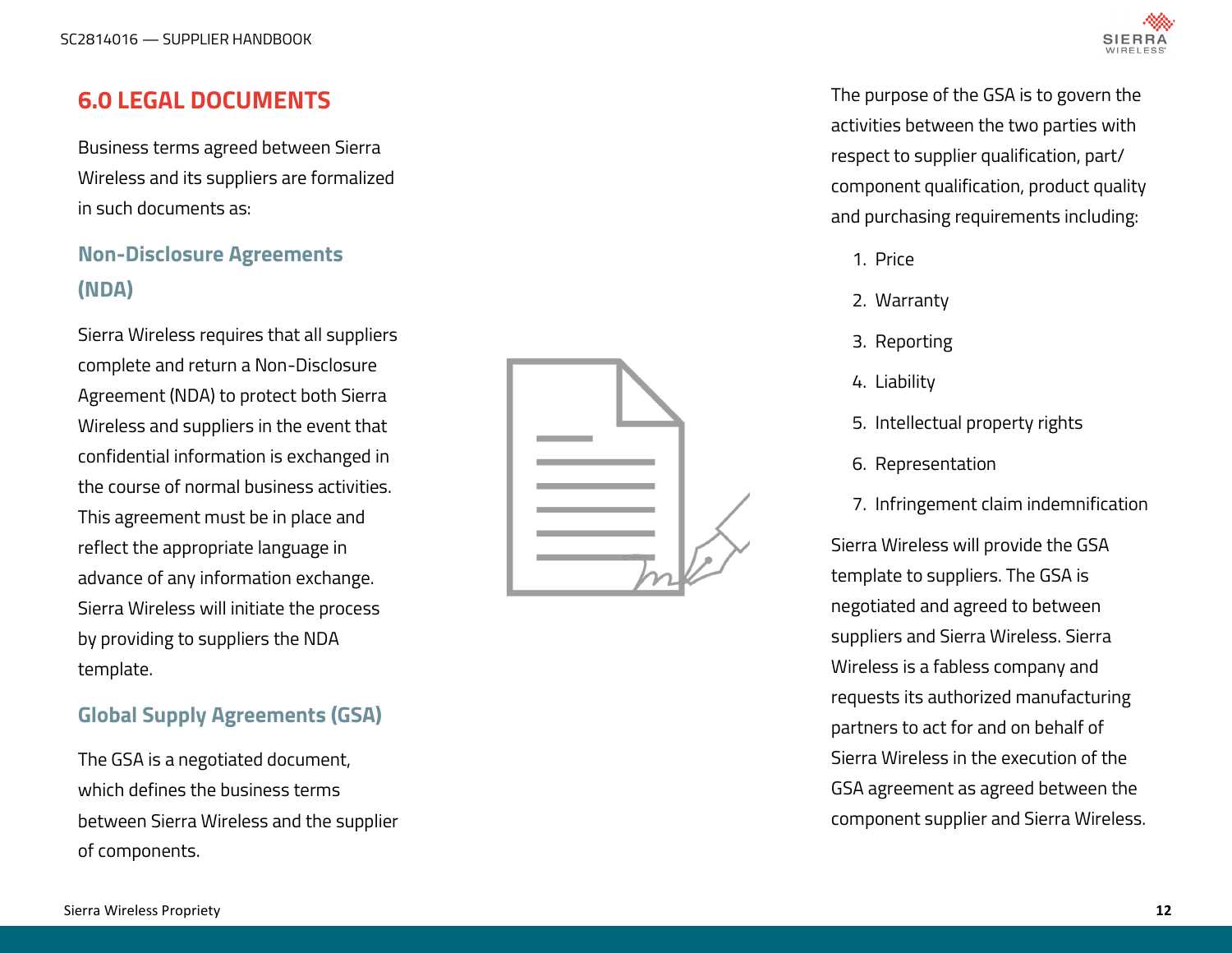# 6.0 LEGAL DOCUMENTS

Business terms agreed between Sierra Wireless and its suppliers are formalized in such documents as:

## Non-Disclosure Agreements (NDA)

Sierra Wireless requires that all suppliers complete and return a Non-Disclosure Agreement (NDA) to protect both Sierra Wireless and suppliers in the event that confidential information is exchanged in the course of normal business activities. This agreement must be in place and reflect the appropriate language in advance of any information exchange. Sierra Wireless will initiate the process by providing to suppliers the NDA template.

## Global Supply Agreements (GSA)

The GSA is a negotiated document, which defines the business terms between Sierra Wireless and the supplier of components.

The purpose of the GSA is to govern the activities between the two parties with respect to supplier qualification, part/component qualification, product quality and purchasing requirements including:

1. Price
2. Warranty
3. Reporting
4. Liability
5. Intellectual property rights
6. Representation
7. Infringement claim indemnification

Sierra Wireless will provide the GSA template to suppliers. The GSA is negotiated and agreed to between suppliers and Sierra Wireless. Sierra Wireless is a fabless company and requests its authorized manufacturing partners to act for and on behalf of Sierra Wireless in the execution of the GSA agreement as agreed between the component supplier and Sierra Wireless.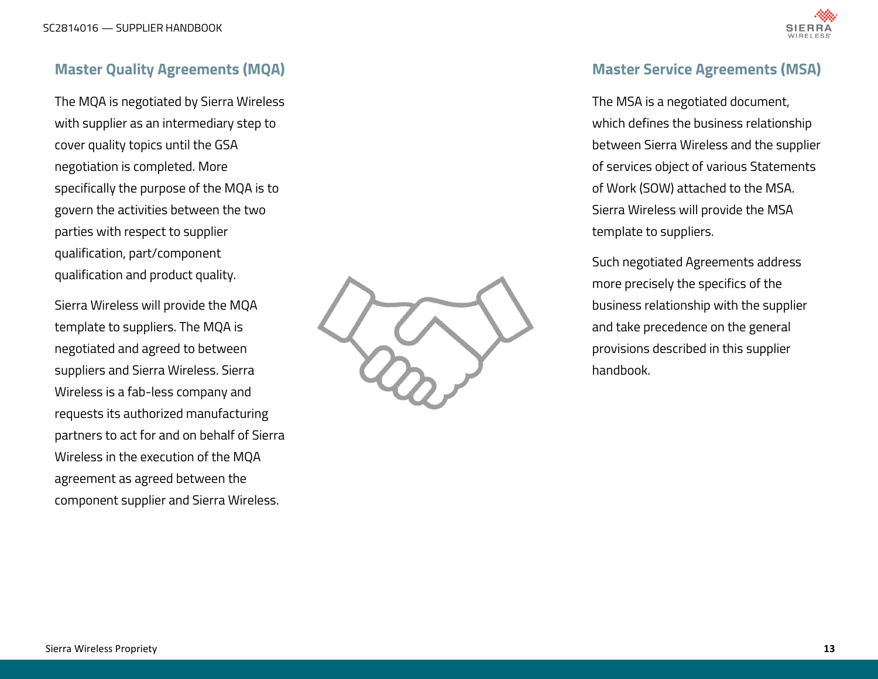## Master Quality Agreements (MQA)

The MQA is negotiated by Sierra Wireless with supplier as an intermediary step to cover quality topics until the GSA negotiation is completed. More specifically the purpose of the MQA is to govern the activities between the two parties with respect to supplier qualification, part/component qualification and product quality.

Sierra Wireless will provide the MQA template to suppliers. The MQA is negotiated and agreed to between suppliers and Sierra Wireless. Sierra Wireless is a fab-less company and requests its authorized manufacturing partners to act for and on behalf of Sierra Wireless in the execution of the MQA agreement as agreed between the component supplier and Sierra Wireless.

## Master Service Agreements (MSA)

The MSA is a negotiated document, which defines the business relationship between Sierra Wireless and the supplier of services object of various Statements of Work (SOW) attached to the MSA. Sierra Wireless will provide the MSA template to suppliers.

Such negotiated Agreements address more precisely the specifics of the business relationship with the supplier and take precedence on the general provisions described in this supplier handbook.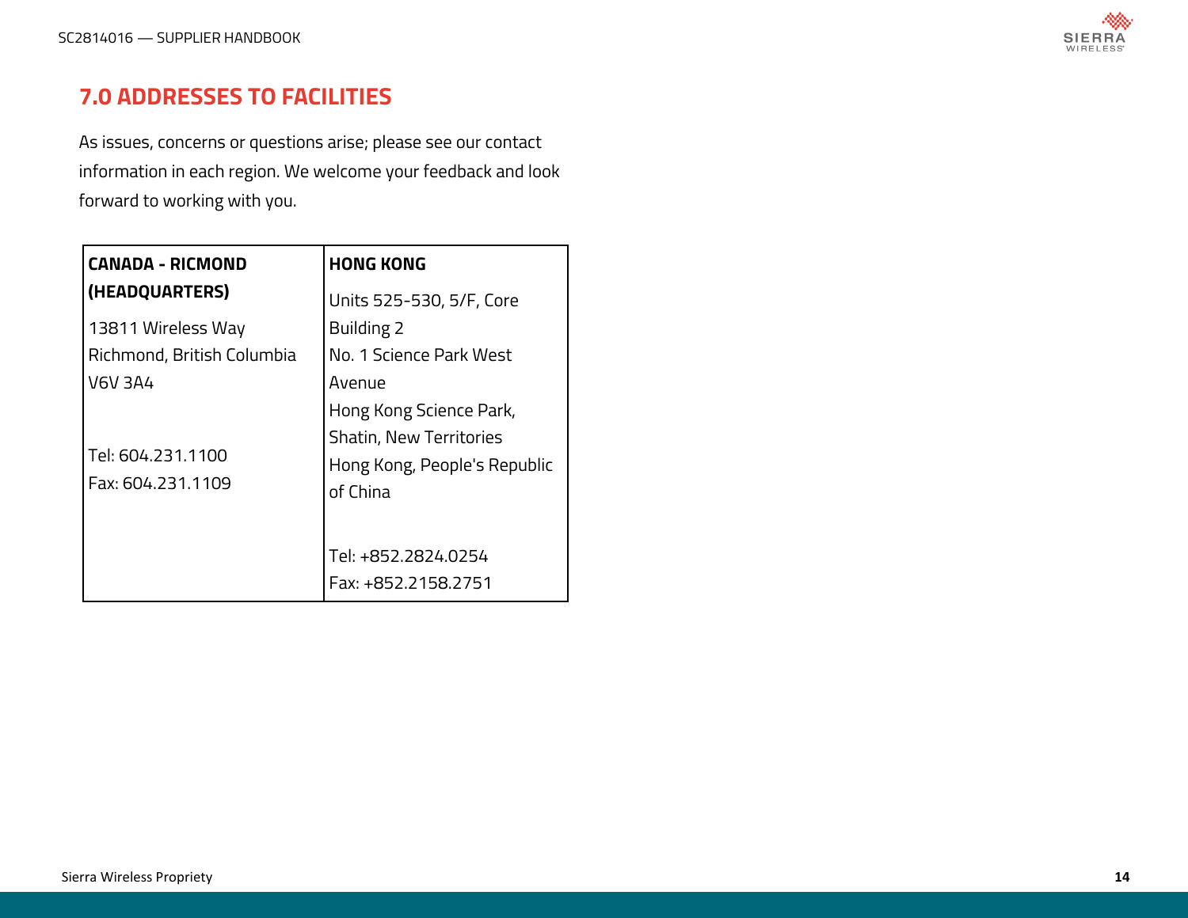# 7.0 ADDRESSES TO FACILITIES

As issues, concerns or questions arise; please see our contact information in each region. We welcome your feedback and look forward to working with you.

| **CANADA - RICMOND (HEADQUARTERS)** | **HONG KONG** |
| --- | --- |
| 13811 Wireless Way<br>Richmond, British Columbia<br>V6V 3A4<br><br>Tel: 604.231.1100<br>Fax: 604.231.1109 | Units 525-530, 5/F, Core Building 2<br>No. 1 Science Park West Avenue<br>Hong Kong Science Park, Shatin, New Territories<br>Hong Kong, People's Republic of China<br><br>Tel: +852.2824.0254<br>Fax: +852.2158.2751 |

Sierra Wireless Propriety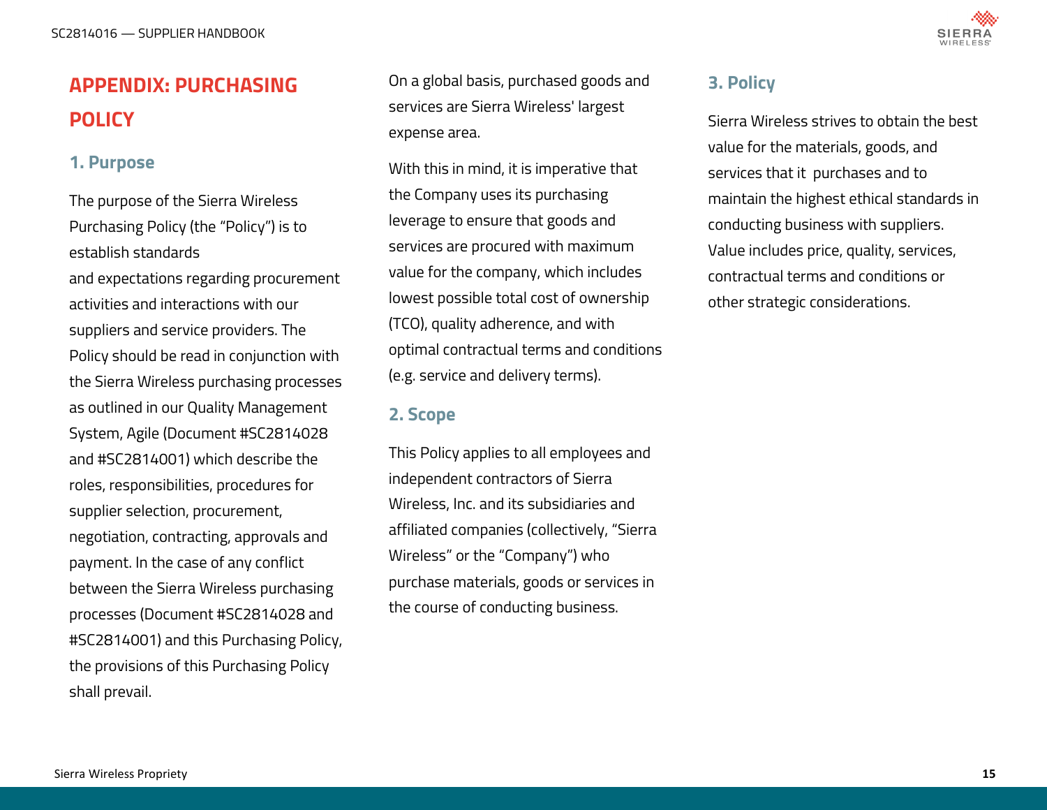# APPENDIX: PURCHASING POLICY

## 1. Purpose

The purpose of the Sierra Wireless Purchasing Policy (the "Policy") is to establish standards and expectations regarding procurement activities and interactions with our suppliers and service providers. The Policy should be read in conjunction with the Sierra Wireless purchasing processes as outlined in our Quality Management System, Agile (Document #SC2814028 and #SC2814001) which describe the roles, responsibilities, procedures for supplier selection, procurement, negotiation, contracting, approvals and payment. In the case of any conflict between the Sierra Wireless purchasing processes (Document #SC2814028 and #SC2814001) and this Purchasing Policy, the provisions of this Purchasing Policy shall prevail.

On a global basis, purchased goods and services are Sierra Wireless' largest expense area.

With this in mind, it is imperative that the Company uses its purchasing leverage to ensure that goods and services are procured with maximum value for the company, which includes lowest possible total cost of ownership (TCO), quality adherence, and with optimal contractual terms and conditions (e.g. service and delivery terms).

## 2. Scope

This Policy applies to all employees and independent contractors of Sierra Wireless, Inc. and its subsidiaries and affiliated companies (collectively, "Sierra Wireless" or the "Company") who purchase materials, goods or services in the course of conducting business.

## 3. Policy

Sierra Wireless strives to obtain the best value for the materials, goods, and services that it purchases and to maintain the highest ethical standards in conducting business with suppliers. Value includes price, quality, services, contractual terms and conditions or other strategic considerations.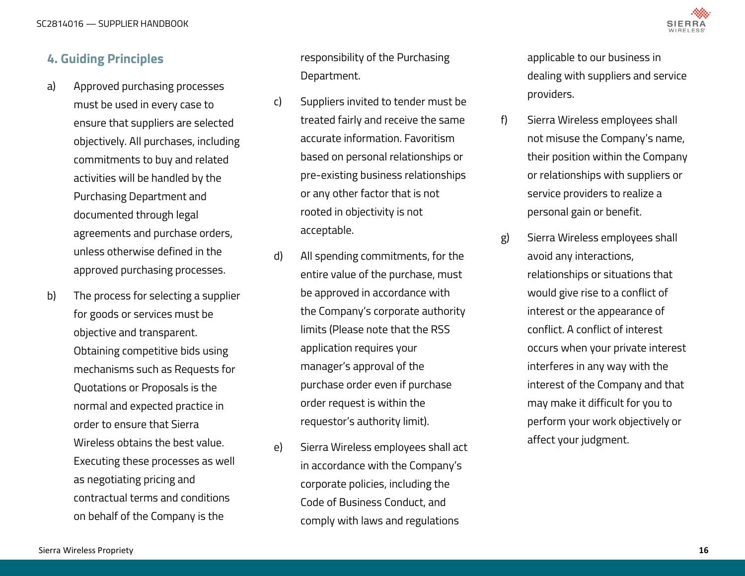## 4. Guiding Principles

a) Approved purchasing processes must be used in every case to ensure that suppliers are selected objectively. All purchases, including commitments to buy and related activities will be handled by the Purchasing Department and documented through legal agreements and purchase orders, unless otherwise defined in the approved purchasing processes.

b) The process for selecting a supplier for goods or services must be objective and transparent. Obtaining competitive bids using mechanisms such as Requests for Quotations or Proposals is the normal and expected practice in order to ensure that Sierra Wireless obtains the best value. Executing these processes as well as negotiating pricing and contractual terms and conditions on behalf of the Company is the responsibility of the Purchasing Department.

c) Suppliers invited to tender must be treated fairly and receive the same accurate information. Favoritism based on personal relationships or pre-existing business relationships or any other factor that is not rooted in objectivity is not acceptable.

d) All spending commitments, for the entire value of the purchase, must be approved in accordance with the Company's corporate authority limits (Please note that the RSS application requires your manager's approval of the purchase order even if purchase order request is within the requestor's authority limit).

e) Sierra Wireless employees shall act in accordance with the Company's corporate policies, including the Code of Business Conduct, and comply with laws and regulations applicable to our business in dealing with suppliers and service providers.

f) Sierra Wireless employees shall not misuse the Company's name, their position within the Company or relationships with suppliers or service providers to realize a personal gain or benefit.

g) Sierra Wireless employees shall avoid any interactions, relationships or situations that would give rise to a conflict of interest or the appearance of conflict. A conflict of interest occurs when your private interest interferes in any way with the interest of the Company and that may make it difficult for you to perform your work objectively or affect your judgment.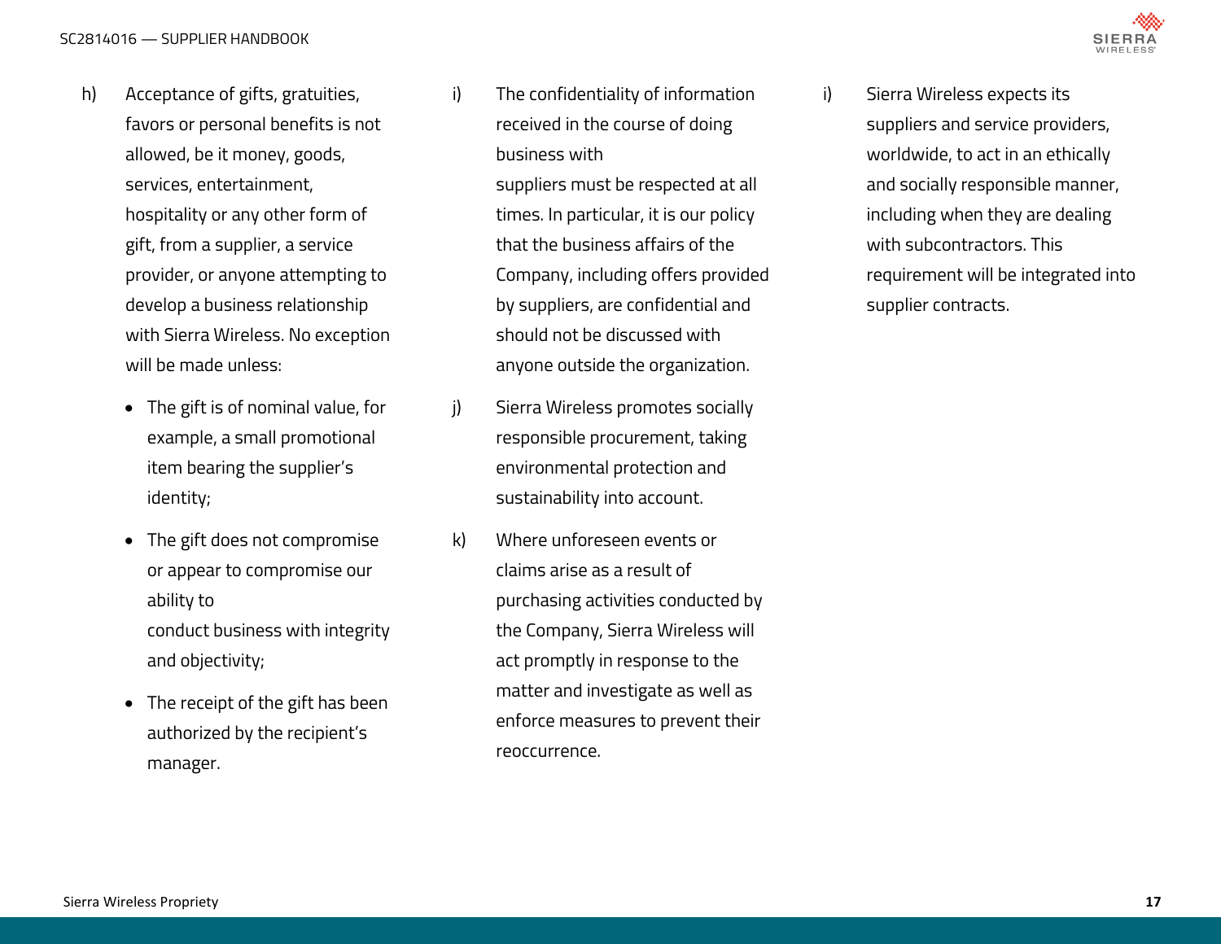h) Acceptance of gifts, gratuities, favors or personal benefits is not allowed, be it money, goods, services, entertainment, hospitality or any other form of gift, from a supplier, a service provider, or anyone attempting to develop a business relationship with Sierra Wireless. No exception will be made unless:

- The gift is of nominal value, for example, a small promotional item bearing the supplier's identity;
- The gift does not compromise or appear to compromise our ability to conduct business with integrity and objectivity;
- The receipt of the gift has been authorized by the recipient's manager.

i) The confidentiality of information received in the course of doing business with suppliers must be respected at all times. In particular, it is our policy that the business affairs of the Company, including offers provided by suppliers, are confidential and should not be discussed with anyone outside the organization.

j) Sierra Wireless promotes socially responsible procurement, taking environmental protection and sustainability into account.

k) Where unforeseen events or claims arise as a result of purchasing activities conducted by the Company, Sierra Wireless will act promptly in response to the matter and investigate as well as enforce measures to prevent their reoccurrence.

i) Sierra Wireless expects its suppliers and service providers, worldwide, to act in an ethically and socially responsible manner, including when they are dealing with subcontractors. This requirement will be integrated into supplier contracts.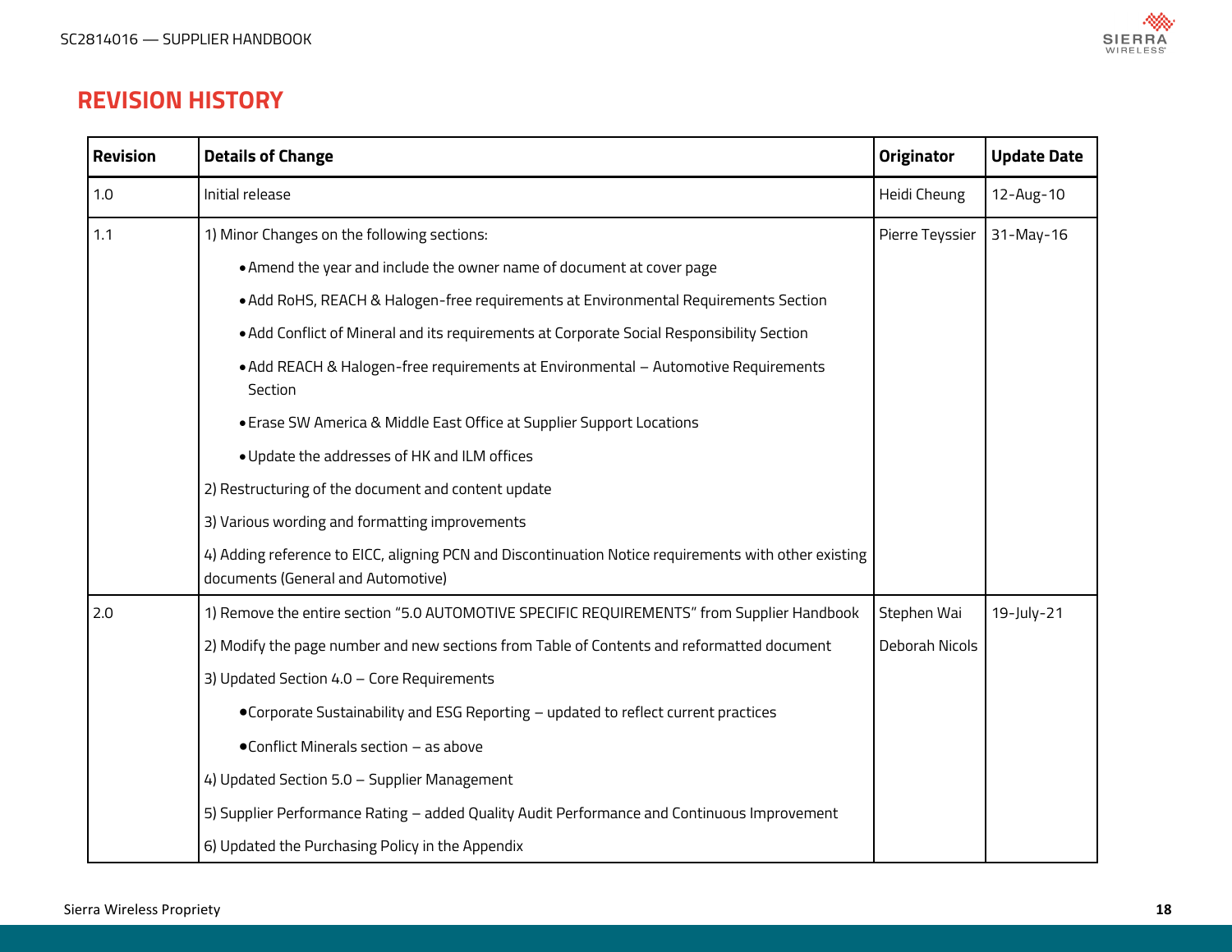## REVISION HISTORY

| Revision | Details of Change | Originator | Update Date |
|---|---|---|---|
| 1.0 | Initial release | Heidi Cheung | 12-Aug-10 |
| 1.1 | 1) Minor Changes on the following sections:<br>• Amend the year and include the owner name of document at cover page<br>• Add RoHS, REACH & Halogen-free requirements at Environmental Requirements Section<br>• Add Conflict of Mineral and its requirements at Corporate Social Responsibility Section<br>• Add REACH & Halogen-free requirements at Environmental – Automotive Requirements Section<br>• Erase SW America & Middle East Office at Supplier Support Locations<br>• Update the addresses of HK and ILM offices<br>2) Restructuring of the document and content update<br>3) Various wording and formatting improvements<br>4) Adding reference to EICC, aligning PCN and Discontinuation Notice requirements with other existing documents (General and Automotive) | Pierre Teyssier | 31-May-16 |
| 2.0 | 1) Remove the entire section "5.0 AUTOMOTIVE SPECIFIC REQUIREMENTS" from Supplier Handbook<br>2) Modify the page number and new sections from Table of Contents and reformatted document<br>3) Updated Section 4.0 – Core Requirements<br>• Corporate Sustainability and ESG Reporting – updated to reflect current practices<br>• Conflict Minerals section – as above<br>4) Updated Section 5.0 – Supplier Management<br>5) Supplier Performance Rating – added Quality Audit Performance and Continuous Improvement<br>6) Updated the Purchasing Policy in the Appendix | Stephen Wai<br>Deborah Nicols | 19-July-21 |